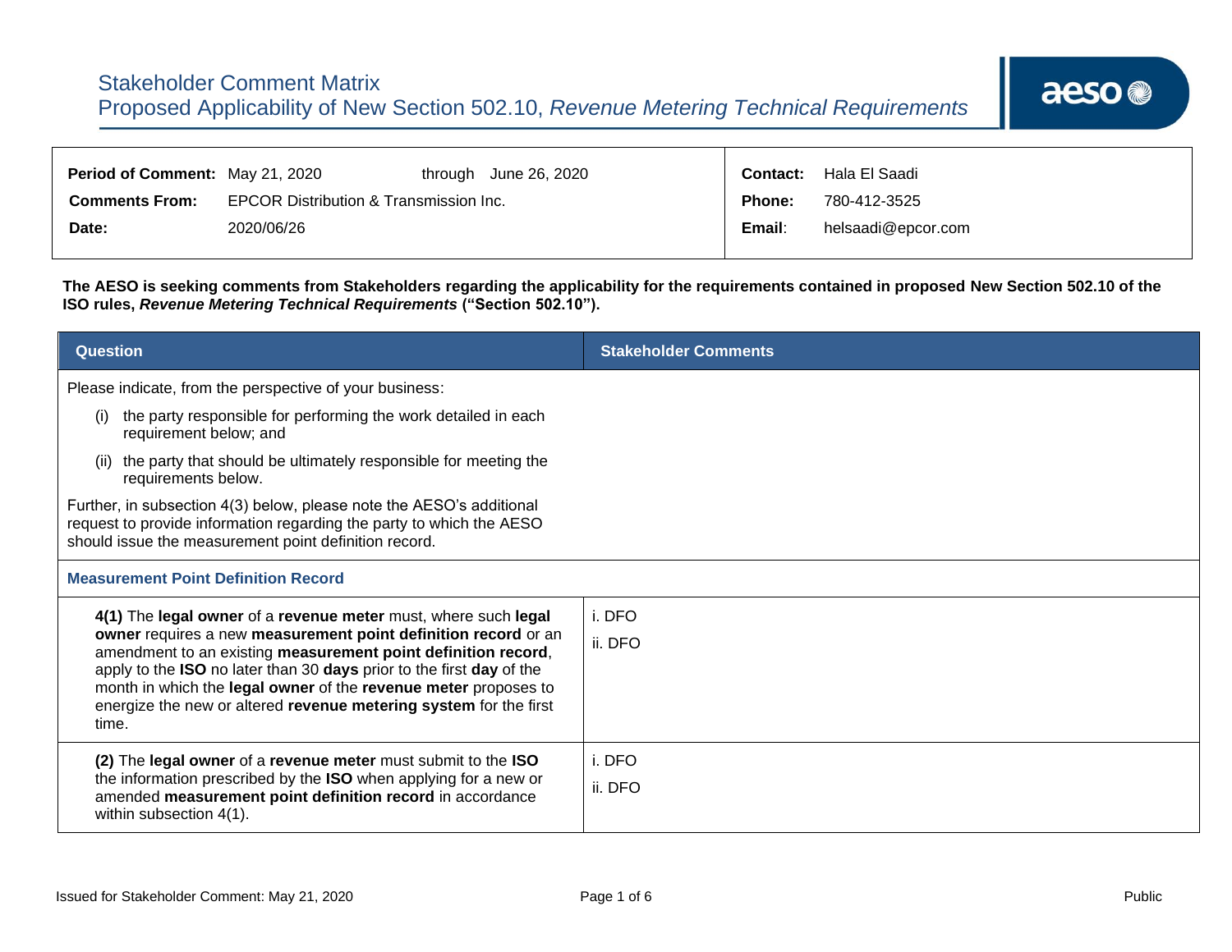# Stakeholder Comment Matrix

## Proposed Applicability of New Section 502.10, *Revenue Metering Technical Requirements*

| | | | | |
|---|---|---|---|---|
| **Period of Comment:** | May 21, 2020 | through June 26, 2020 | **Contact:** | Hala El Saadi |
| **Comments From:** | EPCOR Distribution & Transmission Inc. | | **Phone:** | 780-412-3525 |
| **Date:** | 2020/06/26 | | **Email:** | helsaadi@epcor.com |

**The AESO is seeking comments from Stakeholders regarding the applicability for the requirements contained in proposed New Section 502.10 of the ISO rules, *Revenue Metering Technical Requirements* ("Section 502.10").**

| Question | Stakeholder Comments |
|---|---|
| Please indicate, from the perspective of your business:<br>(i) the party responsible for performing the work detailed in each requirement below; and<br>(ii) the party that should be ultimately responsible for meeting the requirements below.<br>Further, in subsection 4(3) below, please note the AESO's additional request to provide information regarding the party to which the AESO should issue the measurement point definition record. | |
| **Measurement Point Definition Record** | |
| **4(1)** The **legal owner** of a **revenue meter** must, where such **legal owner** requires a new **measurement point definition record** or an amendment to an existing **measurement point definition record**, apply to the **ISO** no later than 30 **days** prior to the first **day** of the month in which the **legal owner** of the **revenue meter** proposes to energize the new or altered **revenue metering system** for the first time. | i. DFO<br>ii. DFO |
| **(2)** The **legal owner** of a **revenue meter** must submit to the **ISO** the information prescribed by the **ISO** when applying for a new or amended **measurement point definition record** in accordance within subsection 4(1). | i. DFO<br>ii. DFO |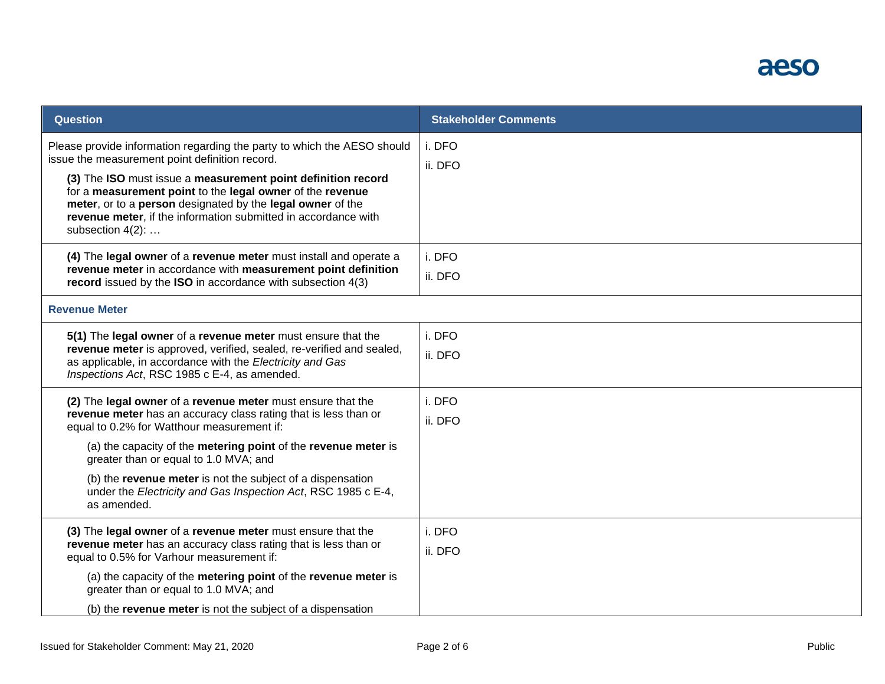| Question | Stakeholder Comments |
| --- | --- |
| Please provide information regarding the party to which the AESO should issue the measurement point definition record.<br><br>**(3)** The **ISO** must issue a **measurement point definition record** for a **measurement point** to the **legal owner** of the **revenue meter**, or to a **person** designated by the **legal owner** of the **revenue meter**, if the information submitted in accordance with subsection 4(2): … | i. DFO<br>ii. DFO |
| **(4)** The **legal owner** of a **revenue meter** must install and operate a **revenue meter** in accordance with **measurement point definition record** issued by the **ISO** in accordance with subsection 4(3) | i. DFO<br>ii. DFO |
| **Revenue Meter** | |
| **5(1)** The **legal owner** of a **revenue meter** must ensure that the **revenue meter** is approved, verified, sealed, re-verified and sealed, as applicable, in accordance with the *Electricity and Gas Inspections Act*, RSC 1985 c E-4, as amended. | i. DFO<br>ii. DFO |
| **(2)** The **legal owner** of a **revenue meter** must ensure that the **revenue meter** has an accuracy class rating that is less than or equal to 0.2% for Watthour measurement if:<br><br>(a) the capacity of the **metering point** of the **revenue meter** is greater than or equal to 1.0 MVA; and<br><br>(b) the **revenue meter** is not the subject of a dispensation under the *Electricity and Gas Inspection Act*, RSC 1985 c E-4, as amended. | i. DFO<br>ii. DFO |
| **(3)** The **legal owner** of a **revenue meter** must ensure that the **revenue meter** has an accuracy class rating that is less than or equal to 0.5% for Varhour measurement if:<br><br>(a) the capacity of the **metering point** of the **revenue meter** is greater than or equal to 1.0 MVA; and<br><br>(b) the **revenue meter** is not the subject of a dispensation | i. DFO<br>ii. DFO |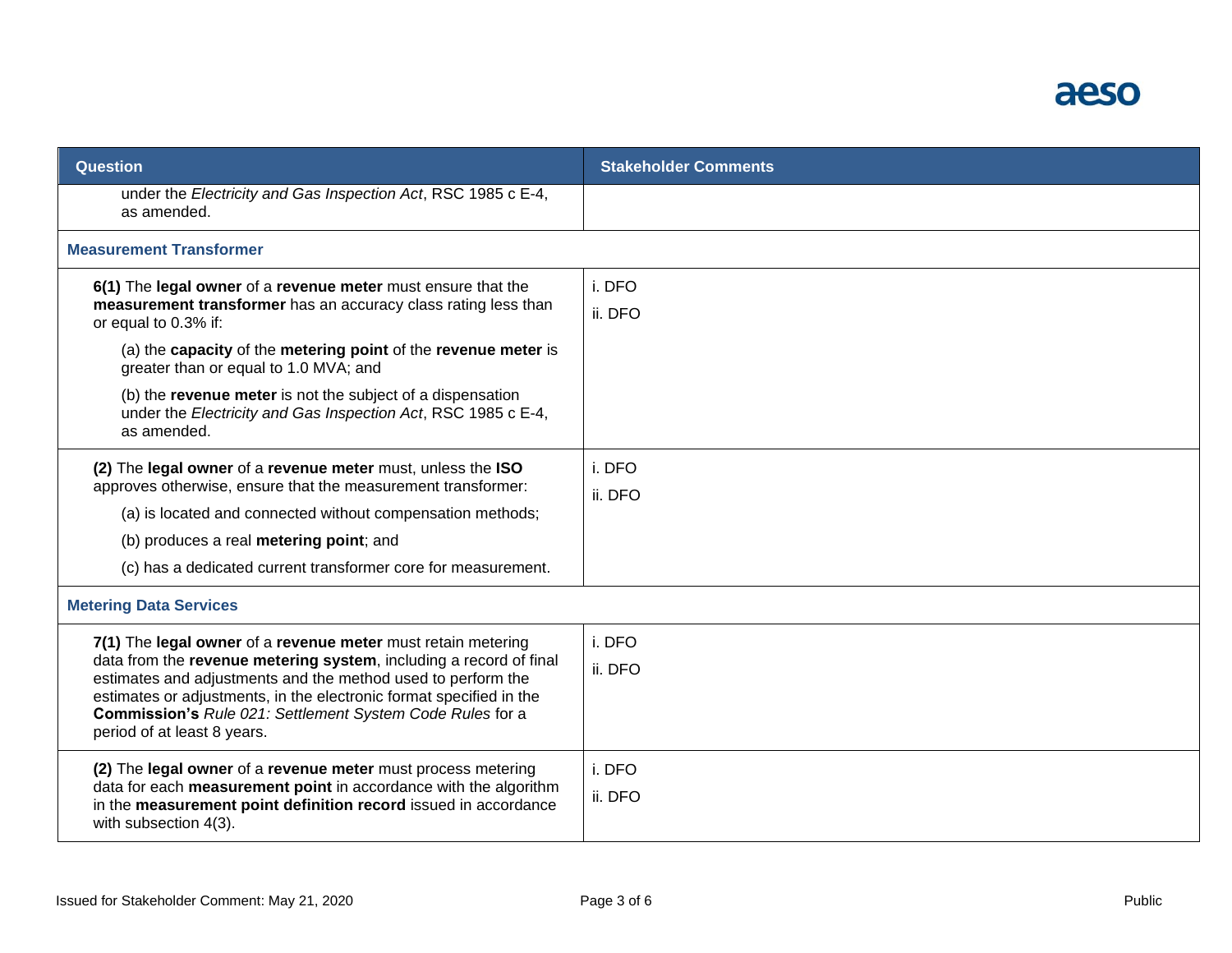| Question | Stakeholder Comments |
|---|---|
| under the *Electricity and Gas Inspection Act*, RSC 1985 c E-4, as amended. | |
| **Measurement Transformer** | |
| **6(1)** The **legal owner** of a **revenue meter** must ensure that the **measurement transformer** has an accuracy class rating less than or equal to 0.3% if:<br><br>(a) the **capacity** of the **metering point** of the **revenue meter** is greater than or equal to 1.0 MVA; and<br><br>(b) the **revenue meter** is not the subject of a dispensation under the *Electricity and Gas Inspection Act*, RSC 1985 c E-4, as amended. | i. DFO<br><br>ii. DFO |
| **(2)** The **legal owner** of a **revenue meter** must, unless the **ISO** approves otherwise, ensure that the measurement transformer:<br><br>(a) is located and connected without compensation methods;<br><br>(b) produces a real **metering point**; and<br><br>(c) has a dedicated current transformer core for measurement. | i. DFO<br><br>ii. DFO |
| **Metering Data Services** | |
| **7(1)** The **legal owner** of a **revenue meter** must retain metering data from the **revenue metering system**, including a record of final estimates and adjustments and the method used to perform the estimates or adjustments, in the electronic format specified in the **Commission's** *Rule 021: Settlement System Code Rules* for a period of at least 8 years. | i. DFO<br><br>ii. DFO |
| **(2)** The **legal owner** of a **revenue meter** must process metering data for each **measurement point** in accordance with the algorithm in the **measurement point definition record** issued in accordance with subsection 4(3). | i. DFO<br><br>ii. DFO |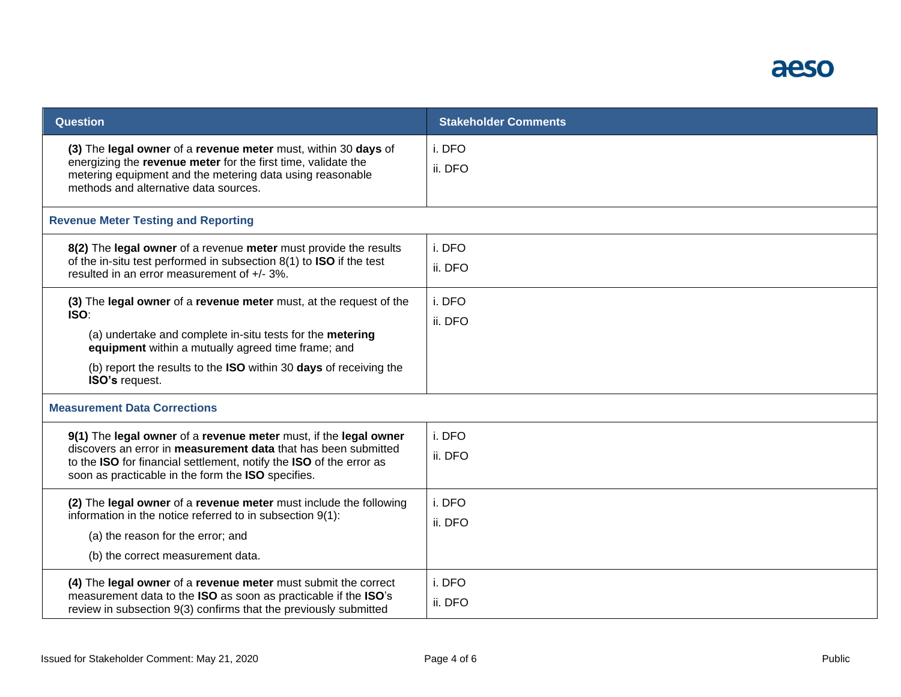| Question | Stakeholder Comments |
|---|---|
| **(3)** The **legal owner** of a **revenue meter** must, within 30 **days** of energizing the **revenue meter** for the first time, validate the metering equipment and the metering data using reasonable methods and alternative data sources. | i. DFO<br>ii. DFO |
| **Revenue Meter Testing and Reporting** | |
| **8(2)** The **legal owner** of a revenue **meter** must provide the results of the in-situ test performed in subsection 8(1) to **ISO** if the test resulted in an error measurement of +/- 3%. | i. DFO<br>ii. DFO |
| **(3)** The **legal owner** of a **revenue meter** must, at the request of the **ISO**:<br>(a) undertake and complete in-situ tests for the **metering equipment** within a mutually agreed time frame; and<br>(b) report the results to the **ISO** within 30 **days** of receiving the **ISO's** request. | i. DFO<br>ii. DFO |
| **Measurement Data Corrections** | |
| **9(1)** The **legal owner** of a **revenue meter** must, if the **legal owner** discovers an error in **measurement data** that has been submitted to the **ISO** for financial settlement, notify the **ISO** of the error as soon as practicable in the form the **ISO** specifies. | i. DFO<br>ii. DFO |
| **(2)** The **legal owner** of a **revenue meter** must include the following information in the notice referred to in subsection 9(1):<br>(a) the reason for the error; and<br>(b) the correct measurement data. | i. DFO<br>ii. DFO |
| **(4)** The **legal owner** of a **revenue meter** must submit the correct measurement data to the **ISO** as soon as practicable if the **ISO**'s review in subsection 9(3) confirms that the previously submitted | i. DFO<br>ii. DFO |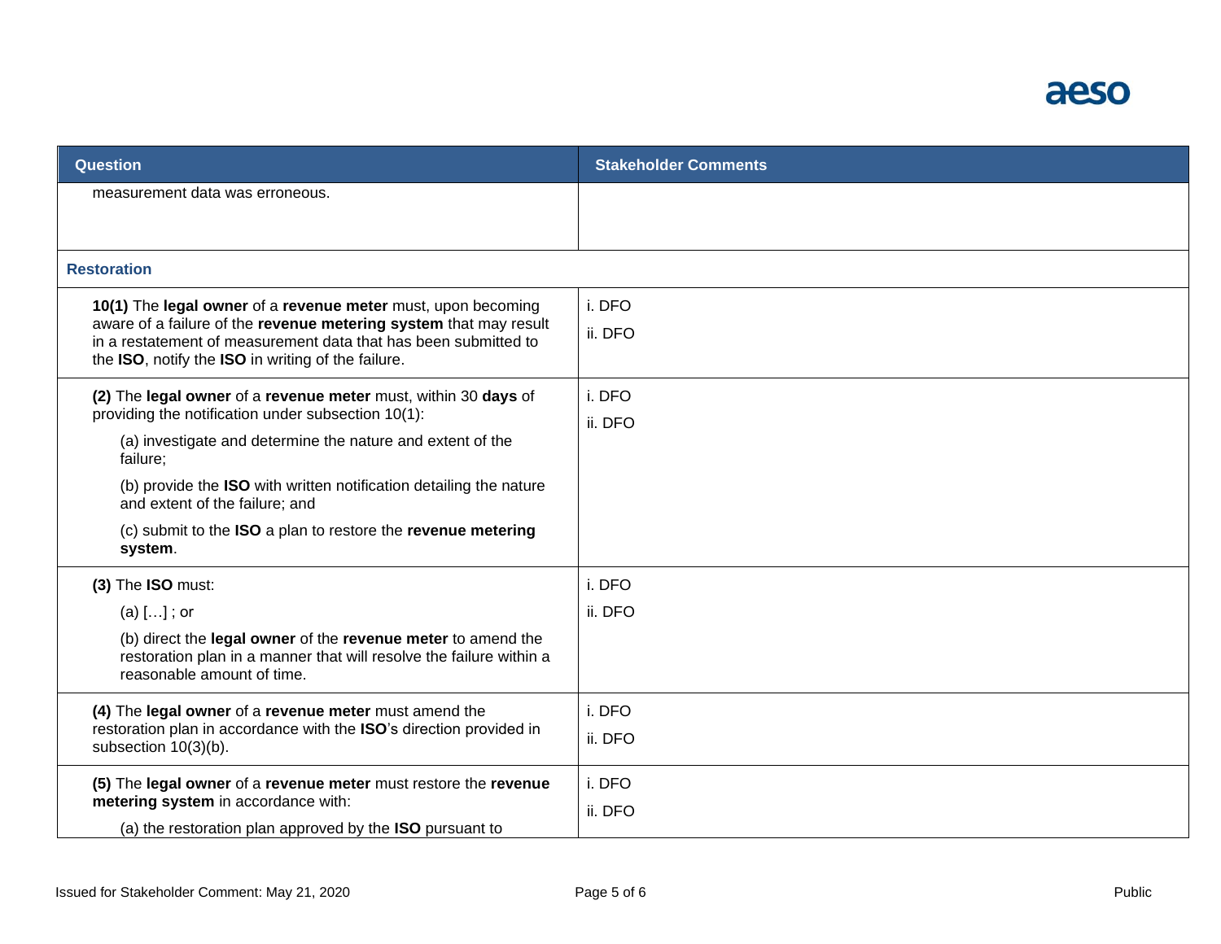| Question | Stakeholder Comments |
|---|---|
| measurement data was erroneous. | |
| **Restoration** | |
| **10(1)** The **legal owner** of a **revenue meter** must, upon becoming aware of a failure of the **revenue metering system** that may result in a restatement of measurement data that has been submitted to the **ISO**, notify the **ISO** in writing of the failure. | i. DFO<br>ii. DFO |
| **(2)** The **legal owner** of a **revenue meter** must, within 30 **days** of providing the notification under subsection 10(1):<br>(a) investigate and determine the nature and extent of the failure;<br>(b) provide the **ISO** with written notification detailing the nature and extent of the failure; and<br>(c) submit to the **ISO** a plan to restore the **revenue metering system**. | i. DFO<br>ii. DFO |
| **(3)** The **ISO** must:<br>(a) […] ; or<br>(b) direct the **legal owner** of the **revenue meter** to amend the restoration plan in a manner that will resolve the failure within a reasonable amount of time. | i. DFO<br>ii. DFO |
| **(4)** The **legal owner** of a **revenue meter** must amend the restoration plan in accordance with the **ISO**'s direction provided in subsection 10(3)(b). | i. DFO<br>ii. DFO |
| **(5)** The **legal owner** of a **revenue meter** must restore the **revenue metering system** in accordance with:<br>(a) the restoration plan approved by the **ISO** pursuant to | i. DFO<br>ii. DFO |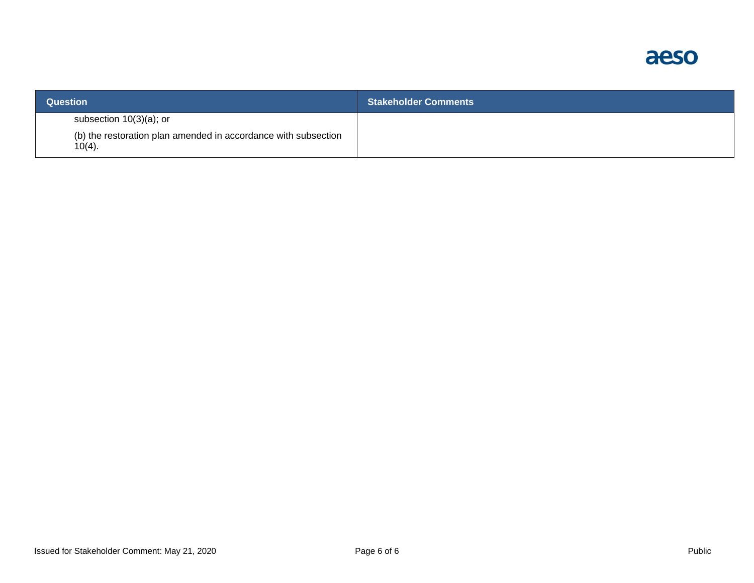| Question | Stakeholder Comments |
| --- | --- |
| subsection 10(3)(a); or<br><br>(b) the restoration plan amended in accordance with subsection 10(4). | |